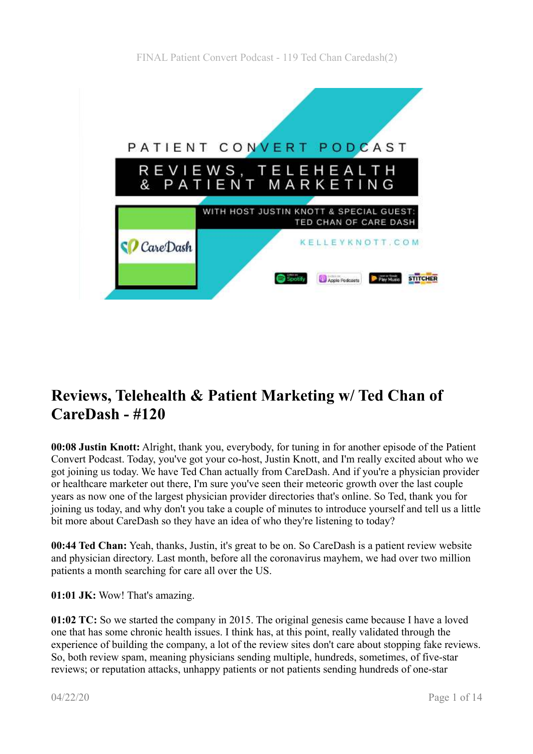PATIENT CONVERT PODCAST

REVIEWS, TELEHEALTH & PATIENT MARKETING

WITH HOST JUSTIN KNOTT & SPECIAL GUEST: TED CHAN OF CARE DASH

KELLEYKNOTT.COM

# Reviews, Telehealth & Patient Marketing w/ Ted Chan of CareDash - #120

**00:08 Justin Knott:** Alright, thank you, everybody, for tuning in for another episode of the Patient Convert Podcast. Today, you've got your co-host, Justin Knott, and I'm really excited about who we got joining us today. We have Ted Chan actually from CareDash. And if you're a physician provider or healthcare marketer out there, I'm sure you've seen their meteoric growth over the last couple years as now one of the largest physician provider directories that's online. So Ted, thank you for joining us today, and why don't you take a couple of minutes to introduce yourself and tell us a little bit more about CareDash so they have an idea of who they're listening to today?

**00:44 Ted Chan:** Yeah, thanks, Justin, it's great to be on. So CareDash is a patient review website and physician directory. Last month, before all the coronavirus mayhem, we had over two million patients a month searching for care all over the US.

**01:01 JK:** Wow! That's amazing.

**01:02 TC:** So we started the company in 2015. The original genesis came because I have a loved one that has some chronic health issues. I think has, at this point, really validated through the experience of building the company, a lot of the review sites don't care about stopping fake reviews. So, both review spam, meaning physicians sending multiple, hundreds, sometimes, of five-star reviews; or reputation attacks, unhappy patients or not patients sending hundreds of one-star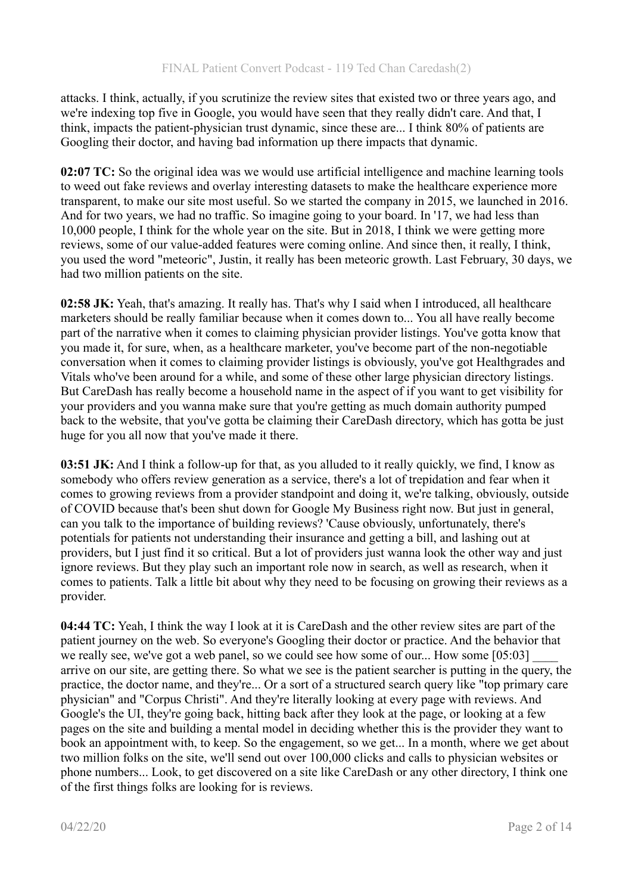attacks. I think, actually, if you scrutinize the review sites that existed two or three years ago, and we're indexing top five in Google, you would have seen that they really didn't care. And that, I think, impacts the patient-physician trust dynamic, since these are... I think 80% of patients are Googling their doctor, and having bad information up there impacts that dynamic.

**02:07 TC:** So the original idea was we would use artificial intelligence and machine learning tools to weed out fake reviews and overlay interesting datasets to make the healthcare experience more transparent, to make our site most useful. So we started the company in 2015, we launched in 2016. And for two years, we had no traffic. So imagine going to your board. In '17, we had less than 10,000 people, I think for the whole year on the site. But in 2018, I think we were getting more reviews, some of our value-added features were coming online. And since then, it really, I think, you used the word "meteoric", Justin, it really has been meteoric growth. Last February, 30 days, we had two million patients on the site.

**02:58 JK:** Yeah, that's amazing. It really has. That's why I said when I introduced, all healthcare marketers should be really familiar because when it comes down to... You all have really become part of the narrative when it comes to claiming physician provider listings. You've gotta know that you made it, for sure, when, as a healthcare marketer, you've become part of the non-negotiable conversation when it comes to claiming provider listings is obviously, you've got Healthgrades and Vitals who've been around for a while, and some of these other large physician directory listings. But CareDash has really become a household name in the aspect of if you want to get visibility for your providers and you wanna make sure that you're getting as much domain authority pumped back to the website, that you've gotta be claiming their CareDash directory, which has gotta be just huge for you all now that you've made it there.

**03:51 JK:** And I think a follow-up for that, as you alluded to it really quickly, we find, I know as somebody who offers review generation as a service, there's a lot of trepidation and fear when it comes to growing reviews from a provider standpoint and doing it, we're talking, obviously, outside of COVID because that's been shut down for Google My Business right now. But just in general, can you talk to the importance of building reviews? 'Cause obviously, unfortunately, there's potentials for patients not understanding their insurance and getting a bill, and lashing out at providers, but I just find it so critical. But a lot of providers just wanna look the other way and just ignore reviews. But they play such an important role now in search, as well as research, when it comes to patients. Talk a little bit about why they need to be focusing on growing their reviews as a provider.

**04:44 TC:** Yeah, I think the way I look at it is CareDash and the other review sites are part of the patient journey on the web. So everyone's Googling their doctor or practice. And the behavior that we really see, we've got a web panel, so we could see how some of our... How some [05:03] ____ arrive on our site, are getting there. So what we see is the patient searcher is putting in the query, the practice, the doctor name, and they're... Or a sort of a structured search query like "top primary care physician" and "Corpus Christi". And they're literally looking at every page with reviews. And Google's the UI, they're going back, hitting back after they look at the page, or looking at a few pages on the site and building a mental model in deciding whether this is the provider they want to book an appointment with, to keep. So the engagement, so we get... In a month, where we get about two million folks on the site, we'll send out over 100,000 clicks and calls to physician websites or phone numbers... Look, to get discovered on a site like CareDash or any other directory, I think one of the first things folks are looking for is reviews.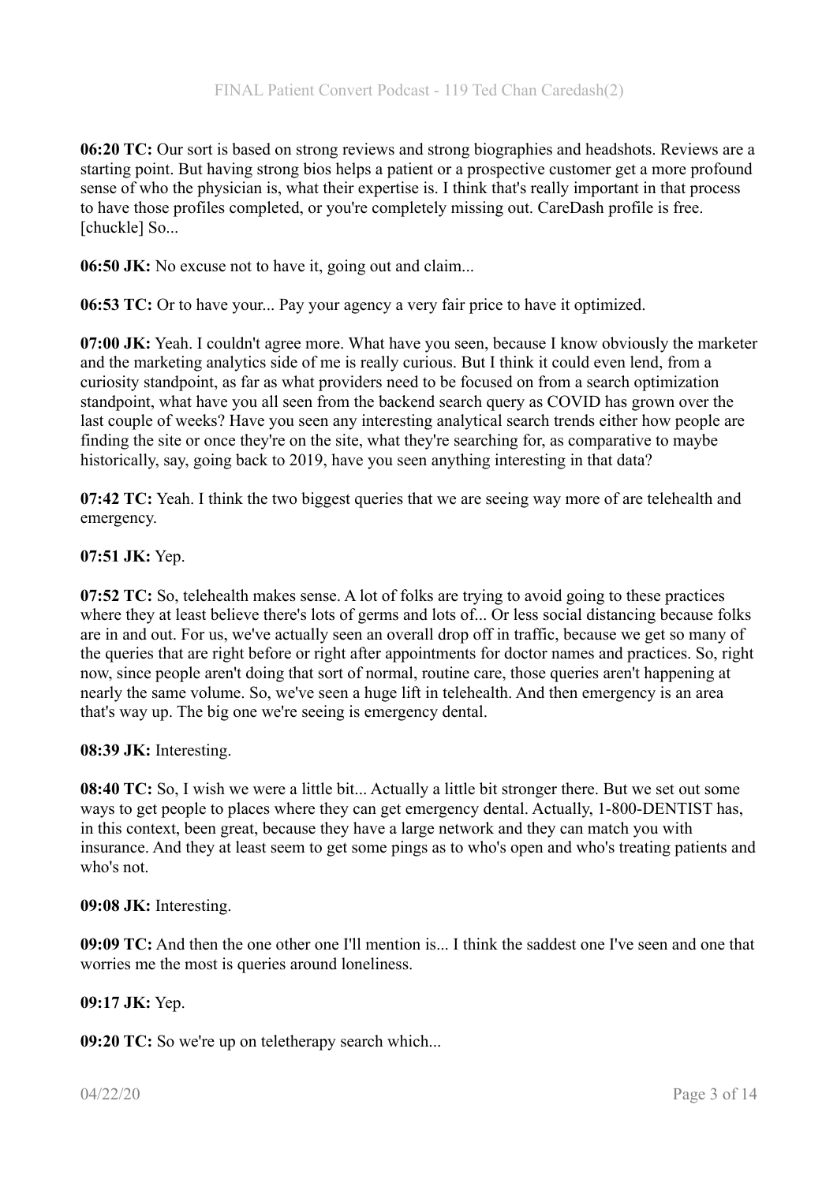**06:20 TC:** Our sort is based on strong reviews and strong biographies and headshots. Reviews are a starting point. But having strong bios helps a patient or a prospective customer get a more profound sense of who the physician is, what their expertise is. I think that's really important in that process to have those profiles completed, or you're completely missing out. CareDash profile is free. [chuckle] So...

**06:50 JK:** No excuse not to have it, going out and claim...

**06:53 TC:** Or to have your... Pay your agency a very fair price to have it optimized.

**07:00 JK:** Yeah. I couldn't agree more. What have you seen, because I know obviously the marketer and the marketing analytics side of me is really curious. But I think it could even lend, from a curiosity standpoint, as far as what providers need to be focused on from a search optimization standpoint, what have you all seen from the backend search query as COVID has grown over the last couple of weeks? Have you seen any interesting analytical search trends either how people are finding the site or once they're on the site, what they're searching for, as comparative to maybe historically, say, going back to 2019, have you seen anything interesting in that data?

**07:42 TC:** Yeah. I think the two biggest queries that we are seeing way more of are telehealth and emergency.

**07:51 JK:** Yep.

**07:52 TC:** So, telehealth makes sense. A lot of folks are trying to avoid going to these practices where they at least believe there's lots of germs and lots of... Or less social distancing because folks are in and out. For us, we've actually seen an overall drop off in traffic, because we get so many of the queries that are right before or right after appointments for doctor names and practices. So, right now, since people aren't doing that sort of normal, routine care, those queries aren't happening at nearly the same volume. So, we've seen a huge lift in telehealth. And then emergency is an area that's way up. The big one we're seeing is emergency dental.

**08:39 JK:** Interesting.

**08:40 TC:** So, I wish we were a little bit... Actually a little bit stronger there. But we set out some ways to get people to places where they can get emergency dental. Actually, 1-800-DENTIST has, in this context, been great, because they have a large network and they can match you with insurance. And they at least seem to get some pings as to who's open and who's treating patients and who's not.

**09:08 JK:** Interesting.

**09:09 TC:** And then the one other one I'll mention is... I think the saddest one I've seen and one that worries me the most is queries around loneliness.

**09:17 JK:** Yep.

**09:20 TC:** So we're up on teletherapy search which...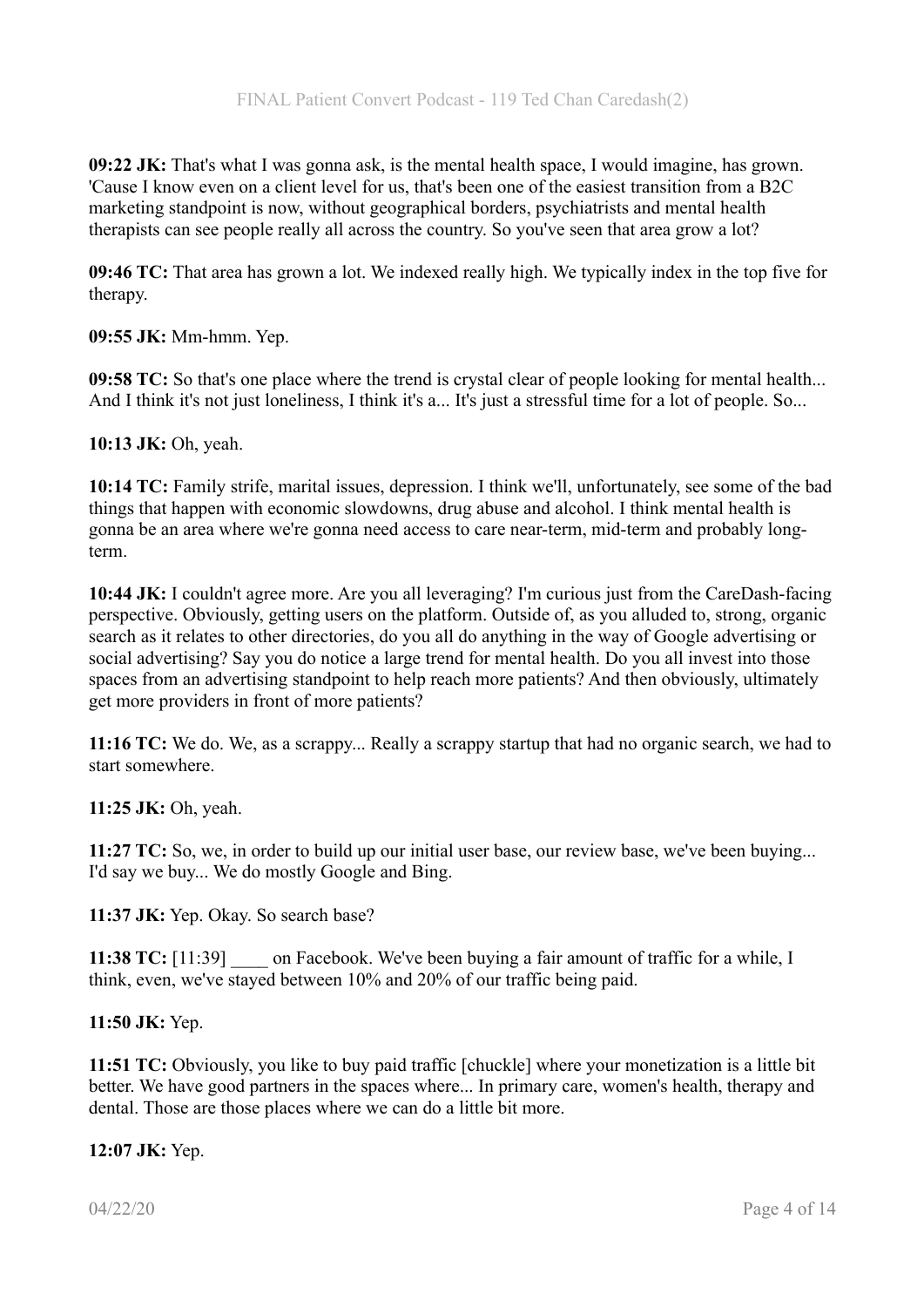**09:22 JK:** That's what I was gonna ask, is the mental health space, I would imagine, has grown. 'Cause I know even on a client level for us, that's been one of the easiest transition from a B2C marketing standpoint is now, without geographical borders, psychiatrists and mental health therapists can see people really all across the country. So you've seen that area grow a lot?

**09:46 TC:** That area has grown a lot. We indexed really high. We typically index in the top five for therapy.

**09:55 JK:** Mm-hmm. Yep.

**09:58 TC:** So that's one place where the trend is crystal clear of people looking for mental health... And I think it's not just loneliness, I think it's a... It's just a stressful time for a lot of people. So...

**10:13 JK:** Oh, yeah.

**10:14 TC:** Family strife, marital issues, depression. I think we'll, unfortunately, see some of the bad things that happen with economic slowdowns, drug abuse and alcohol. I think mental health is gonna be an area where we're gonna need access to care near-term, mid-term and probably long-term.

**10:44 JK:** I couldn't agree more. Are you all leveraging? I'm curious just from the CareDash-facing perspective. Obviously, getting users on the platform. Outside of, as you alluded to, strong, organic search as it relates to other directories, do you all do anything in the way of Google advertising or social advertising? Say you do notice a large trend for mental health. Do you all invest into those spaces from an advertising standpoint to help reach more patients? And then obviously, ultimately get more providers in front of more patients?

**11:16 TC:** We do. We, as a scrappy... Really a scrappy startup that had no organic search, we had to start somewhere.

**11:25 JK:** Oh, yeah.

**11:27 TC:** So, we, in order to build up our initial user base, our review base, we've been buying... I'd say we buy... We do mostly Google and Bing.

**11:37 JK:** Yep. Okay. So search base?

**11:38 TC:** [11:39] ____ on Facebook. We've been buying a fair amount of traffic for a while, I think, even, we've stayed between 10% and 20% of our traffic being paid.

**11:50 JK:** Yep.

**11:51 TC:** Obviously, you like to buy paid traffic [chuckle] where your monetization is a little bit better. We have good partners in the spaces where... In primary care, women's health, therapy and dental. Those are those places where we can do a little bit more.

**12:07 JK:** Yep.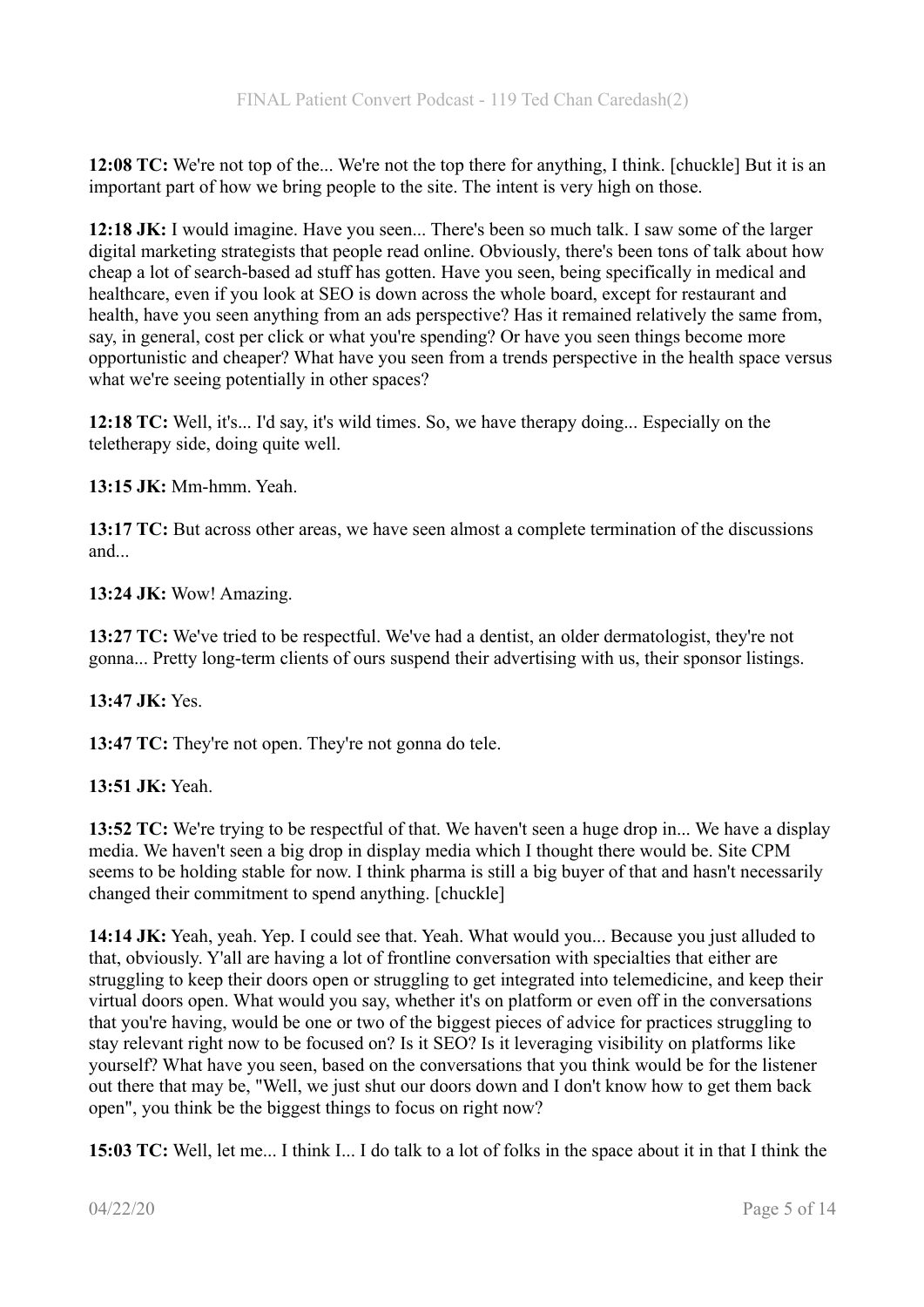**12:08 TC:** We're not top of the... We're not the top there for anything, I think. [chuckle] But it is an important part of how we bring people to the site. The intent is very high on those.

**12:18 JK:** I would imagine. Have you seen... There's been so much talk. I saw some of the larger digital marketing strategists that people read online. Obviously, there's been tons of talk about how cheap a lot of search-based ad stuff has gotten. Have you seen, being specifically in medical and healthcare, even if you look at SEO is down across the whole board, except for restaurant and health, have you seen anything from an ads perspective? Has it remained relatively the same from, say, in general, cost per click or what you're spending? Or have you seen things become more opportunistic and cheaper? What have you seen from a trends perspective in the health space versus what we're seeing potentially in other spaces?

**12:18 TC:** Well, it's... I'd say, it's wild times. So, we have therapy doing... Especially on the teletherapy side, doing quite well.

**13:15 JK:** Mm-hmm. Yeah.

**13:17 TC:** But across other areas, we have seen almost a complete termination of the discussions and...

**13:24 JK:** Wow! Amazing.

**13:27 TC:** We've tried to be respectful. We've had a dentist, an older dermatologist, they're not gonna... Pretty long-term clients of ours suspend their advertising with us, their sponsor listings.

**13:47 JK:** Yes.

**13:47 TC:** They're not open. They're not gonna do tele.

**13:51 JK:** Yeah.

**13:52 TC:** We're trying to be respectful of that. We haven't seen a huge drop in... We have a display media. We haven't seen a big drop in display media which I thought there would be. Site CPM seems to be holding stable for now. I think pharma is still a big buyer of that and hasn't necessarily changed their commitment to spend anything. [chuckle]

**14:14 JK:** Yeah, yeah. Yep. I could see that. Yeah. What would you... Because you just alluded to that, obviously. Y'all are having a lot of frontline conversation with specialties that either are struggling to keep their doors open or struggling to get integrated into telemedicine, and keep their virtual doors open. What would you say, whether it's on platform or even off in the conversations that you're having, would be one or two of the biggest pieces of advice for practices struggling to stay relevant right now to be focused on? Is it SEO? Is it leveraging visibility on platforms like yourself? What have you seen, based on the conversations that you think would be for the listener out there that may be, "Well, we just shut our doors down and I don't know how to get them back open", you think be the biggest things to focus on right now?

**15:03 TC:** Well, let me... I think I... I do talk to a lot of folks in the space about it in that I think the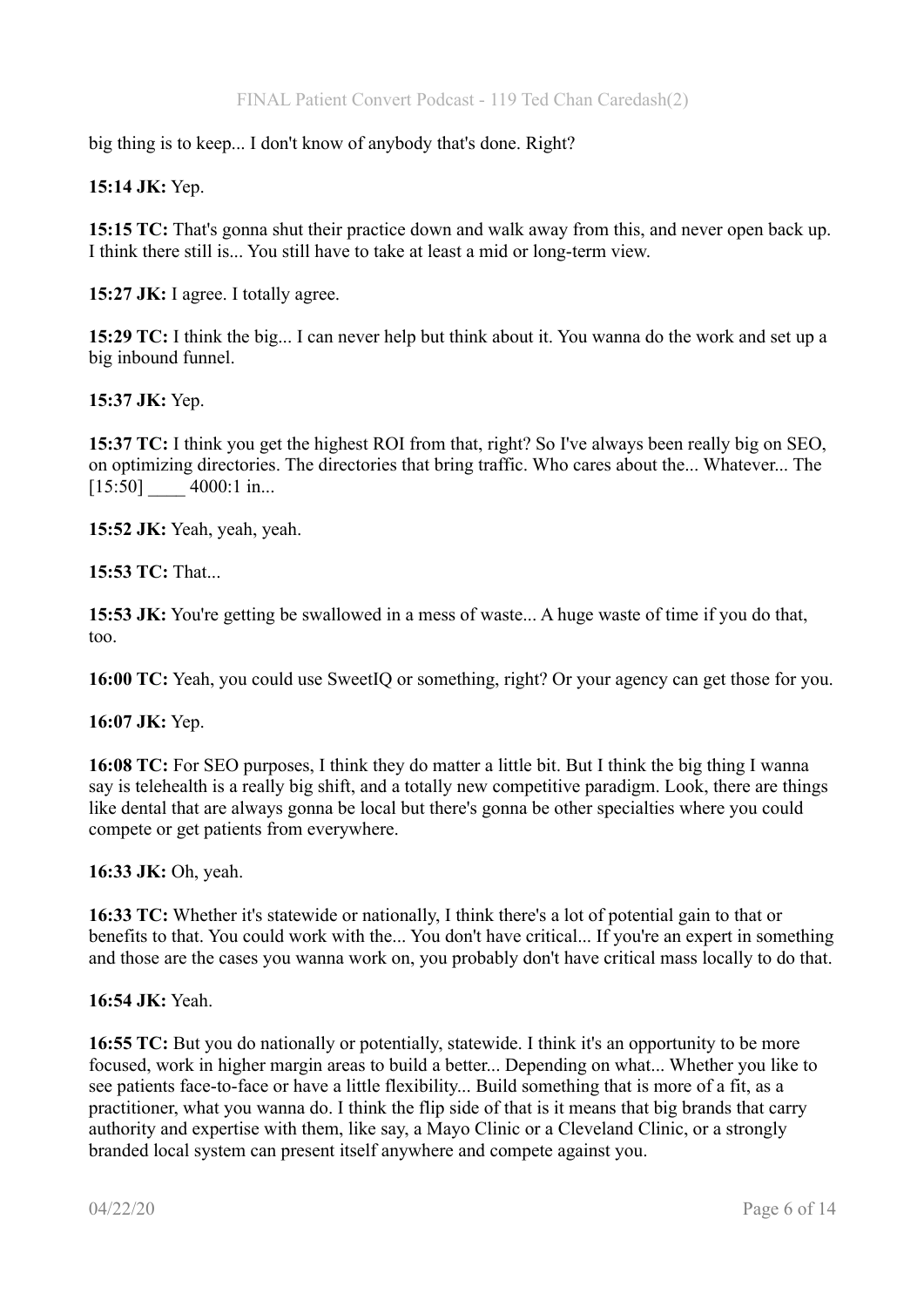big thing is to keep... I don't know of anybody that's done. Right?

**15:14 JK:** Yep.

**15:15 TC:** That's gonna shut their practice down and walk away from this, and never open back up. I think there still is... You still have to take at least a mid or long-term view.

**15:27 JK:** I agree. I totally agree.

**15:29 TC:** I think the big... I can never help but think about it. You wanna do the work and set up a big inbound funnel.

**15:37 JK:** Yep.

**15:37 TC:** I think you get the highest ROI from that, right? So I've always been really big on SEO, on optimizing directories. The directories that bring traffic. Who cares about the... Whatever... The [15:50] ____ 4000:1 in...

**15:52 JK:** Yeah, yeah, yeah.

**15:53 TC:** That...

**15:53 JK:** You're getting be swallowed in a mess of waste... A huge waste of time if you do that, too.

**16:00 TC:** Yeah, you could use SweetIQ or something, right? Or your agency can get those for you.

**16:07 JK:** Yep.

**16:08 TC:** For SEO purposes, I think they do matter a little bit. But I think the big thing I wanna say is telehealth is a really big shift, and a totally new competitive paradigm. Look, there are things like dental that are always gonna be local but there's gonna be other specialties where you could compete or get patients from everywhere.

**16:33 JK:** Oh, yeah.

**16:33 TC:** Whether it's statewide or nationally, I think there's a lot of potential gain to that or benefits to that. You could work with the... You don't have critical... If you're an expert in something and those are the cases you wanna work on, you probably don't have critical mass locally to do that.

**16:54 JK:** Yeah.

**16:55 TC:** But you do nationally or potentially, statewide. I think it's an opportunity to be more focused, work in higher margin areas to build a better... Depending on what... Whether you like to see patients face-to-face or have a little flexibility... Build something that is more of a fit, as a practitioner, what you wanna do. I think the flip side of that is it means that big brands that carry authority and expertise with them, like say, a Mayo Clinic or a Cleveland Clinic, or a strongly branded local system can present itself anywhere and compete against you.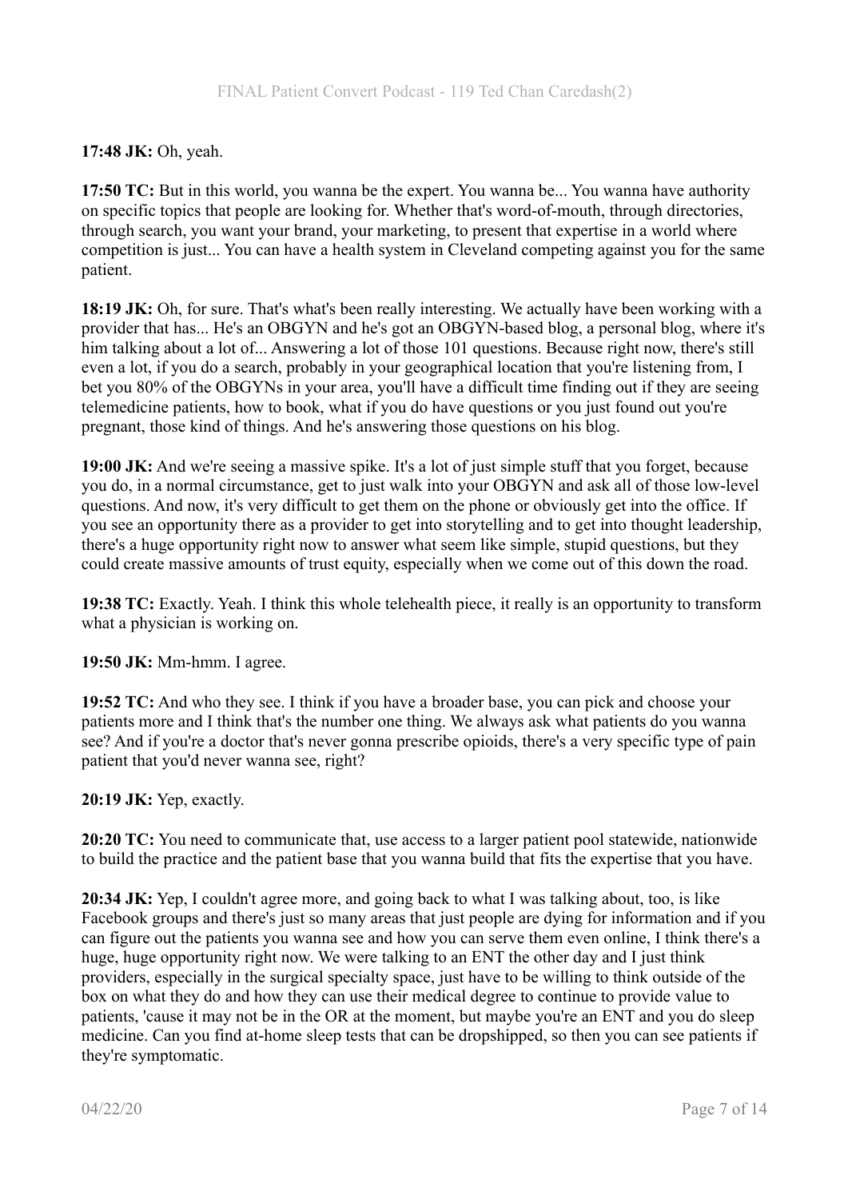**17:48 JK:** Oh, yeah.

**17:50 TC:** But in this world, you wanna be the expert. You wanna be... You wanna have authority on specific topics that people are looking for. Whether that's word-of-mouth, through directories, through search, you want your brand, your marketing, to present that expertise in a world where competition is just... You can have a health system in Cleveland competing against you for the same patient.

**18:19 JK:** Oh, for sure. That's what's been really interesting. We actually have been working with a provider that has... He's an OBGYN and he's got an OBGYN-based blog, a personal blog, where it's him talking about a lot of... Answering a lot of those 101 questions. Because right now, there's still even a lot, if you do a search, probably in your geographical location that you're listening from, I bet you 80% of the OBGYNs in your area, you'll have a difficult time finding out if they are seeing telemedicine patients, how to book, what if you do have questions or you just found out you're pregnant, those kind of things. And he's answering those questions on his blog.

**19:00 JK:** And we're seeing a massive spike. It's a lot of just simple stuff that you forget, because you do, in a normal circumstance, get to just walk into your OBGYN and ask all of those low-level questions. And now, it's very difficult to get them on the phone or obviously get into the office. If you see an opportunity there as a provider to get into storytelling and to get into thought leadership, there's a huge opportunity right now to answer what seem like simple, stupid questions, but they could create massive amounts of trust equity, especially when we come out of this down the road.

**19:38 TC:** Exactly. Yeah. I think this whole telehealth piece, it really is an opportunity to transform what a physician is working on.

**19:50 JK:** Mm-hmm. I agree.

**19:52 TC:** And who they see. I think if you have a broader base, you can pick and choose your patients more and I think that's the number one thing. We always ask what patients do you wanna see? And if you're a doctor that's never gonna prescribe opioids, there's a very specific type of pain patient that you'd never wanna see, right?

**20:19 JK:** Yep, exactly.

**20:20 TC:** You need to communicate that, use access to a larger patient pool statewide, nationwide to build the practice and the patient base that you wanna build that fits the expertise that you have.

**20:34 JK:** Yep, I couldn't agree more, and going back to what I was talking about, too, is like Facebook groups and there's just so many areas that just people are dying for information and if you can figure out the patients you wanna see and how you can serve them even online, I think there's a huge, huge opportunity right now. We were talking to an ENT the other day and I just think providers, especially in the surgical specialty space, just have to be willing to think outside of the box on what they do and how they can use their medical degree to continue to provide value to patients, 'cause it may not be in the OR at the moment, but maybe you're an ENT and you do sleep medicine. Can you find at-home sleep tests that can be dropshipped, so then you can see patients if they're symptomatic.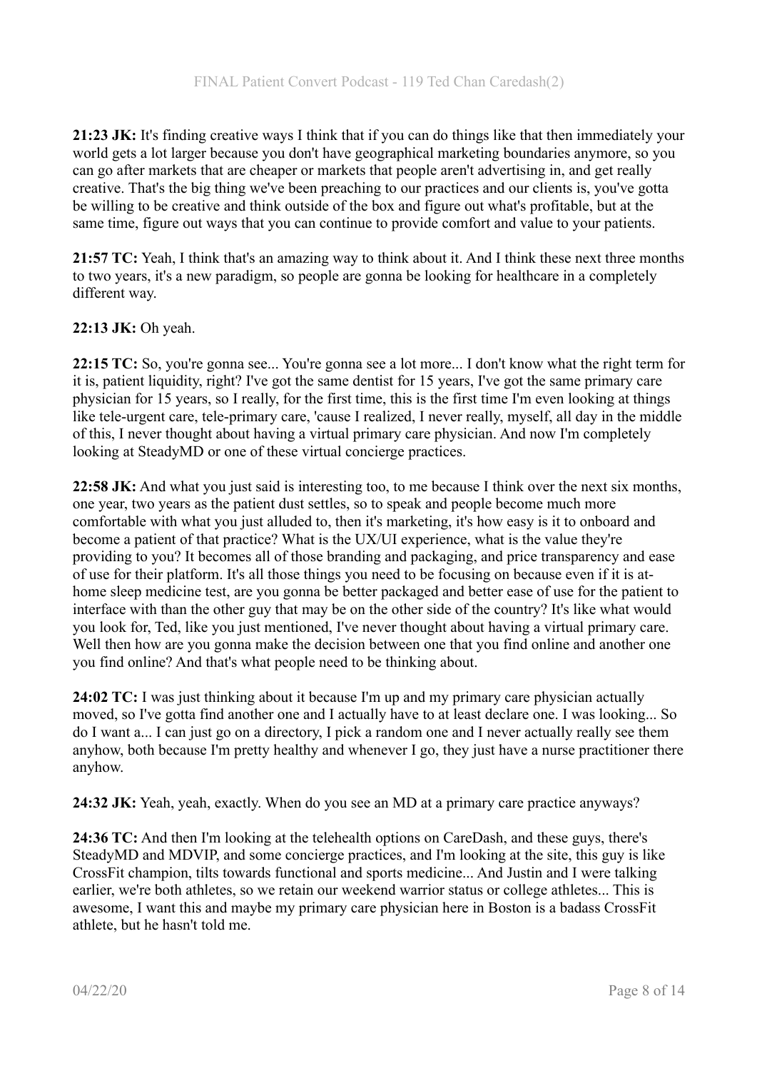**21:23 JK:** It's finding creative ways I think that if you can do things like that then immediately your world gets a lot larger because you don't have geographical marketing boundaries anymore, so you can go after markets that are cheaper or markets that people aren't advertising in, and get really creative. That's the big thing we've been preaching to our practices and our clients is, you've gotta be willing to be creative and think outside of the box and figure out what's profitable, but at the same time, figure out ways that you can continue to provide comfort and value to your patients.

**21:57 TC:** Yeah, I think that's an amazing way to think about it. And I think these next three months to two years, it's a new paradigm, so people are gonna be looking for healthcare in a completely different way.

**22:13 JK:** Oh yeah.

**22:15 TC:** So, you're gonna see... You're gonna see a lot more... I don't know what the right term for it is, patient liquidity, right? I've got the same dentist for 15 years, I've got the same primary care physician for 15 years, so I really, for the first time, this is the first time I'm even looking at things like tele-urgent care, tele-primary care, 'cause I realized, I never really, myself, all day in the middle of this, I never thought about having a virtual primary care physician. And now I'm completely looking at SteadyMD or one of these virtual concierge practices.

**22:58 JK:** And what you just said is interesting too, to me because I think over the next six months, one year, two years as the patient dust settles, so to speak and people become much more comfortable with what you just alluded to, then it's marketing, it's how easy is it to onboard and become a patient of that practice? What is the UX/UI experience, what is the value they're providing to you? It becomes all of those branding and packaging, and price transparency and ease of use for their platform. It's all those things you need to be focusing on because even if it is at-home sleep medicine test, are you gonna be better packaged and better ease of use for the patient to interface with than the other guy that may be on the other side of the country? It's like what would you look for, Ted, like you just mentioned, I've never thought about having a virtual primary care. Well then how are you gonna make the decision between one that you find online and another one you find online? And that's what people need to be thinking about.

**24:02 TC:** I was just thinking about it because I'm up and my primary care physician actually moved, so I've gotta find another one and I actually have to at least declare one. I was looking... So do I want a... I can just go on a directory, I pick a random one and I never actually really see them anyhow, both because I'm pretty healthy and whenever I go, they just have a nurse practitioner there anyhow.

**24:32 JK:** Yeah, yeah, exactly. When do you see an MD at a primary care practice anyways?

**24:36 TC:** And then I'm looking at the telehealth options on CareDash, and these guys, there's SteadyMD and MDVIP, and some concierge practices, and I'm looking at the site, this guy is like CrossFit champion, tilts towards functional and sports medicine... And Justin and I were talking earlier, we're both athletes, so we retain our weekend warrior status or college athletes... This is awesome, I want this and maybe my primary care physician here in Boston is a badass CrossFit athlete, but he hasn't told me.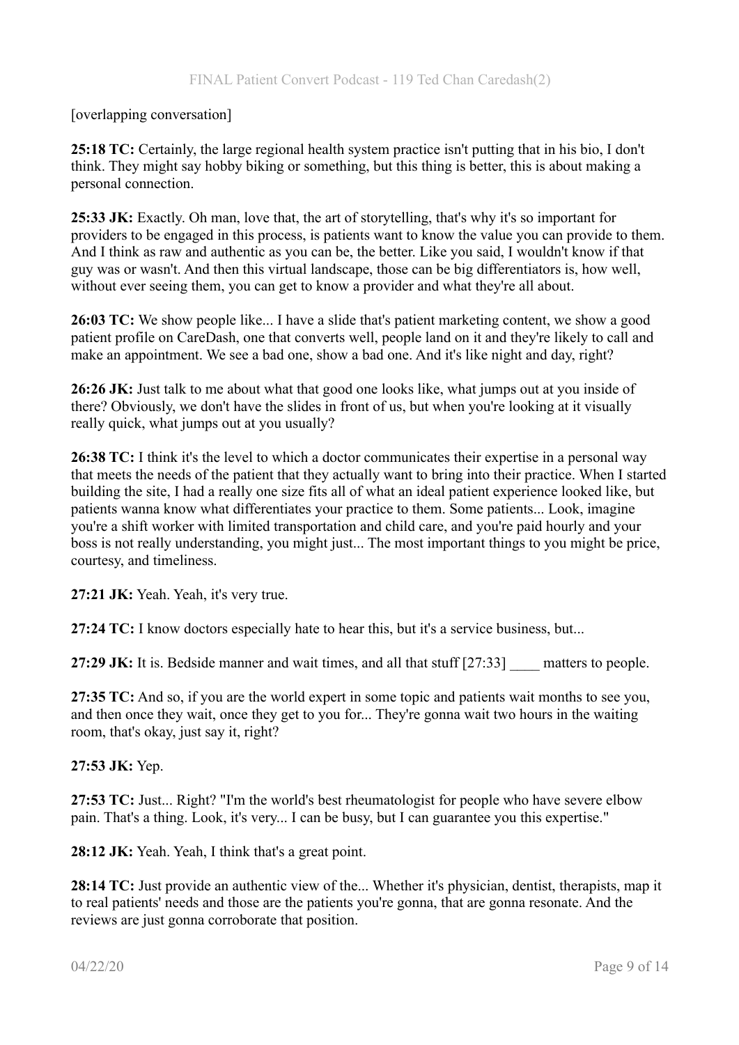[overlapping conversation]

**25:18 TC:** Certainly, the large regional health system practice isn't putting that in his bio, I don't think. They might say hobby biking or something, but this thing is better, this is about making a personal connection.

**25:33 JK:** Exactly. Oh man, love that, the art of storytelling, that's why it's so important for providers to be engaged in this process, is patients want to know the value you can provide to them. And I think as raw and authentic as you can be, the better. Like you said, I wouldn't know if that guy was or wasn't. And then this virtual landscape, those can be big differentiators is, how well, without ever seeing them, you can get to know a provider and what they're all about.

**26:03 TC:** We show people like... I have a slide that's patient marketing content, we show a good patient profile on CareDash, one that converts well, people land on it and they're likely to call and make an appointment. We see a bad one, show a bad one. And it's like night and day, right?

**26:26 JK:** Just talk to me about what that good one looks like, what jumps out at you inside of there? Obviously, we don't have the slides in front of us, but when you're looking at it visually really quick, what jumps out at you usually?

**26:38 TC:** I think it's the level to which a doctor communicates their expertise in a personal way that meets the needs of the patient that they actually want to bring into their practice. When I started building the site, I had a really one size fits all of what an ideal patient experience looked like, but patients wanna know what differentiates your practice to them. Some patients... Look, imagine you're a shift worker with limited transportation and child care, and you're paid hourly and your boss is not really understanding, you might just... The most important things to you might be price, courtesy, and timeliness.

**27:21 JK:** Yeah. Yeah, it's very true.

**27:24 TC:** I know doctors especially hate to hear this, but it's a service business, but...

**27:29 JK:** It is. Bedside manner and wait times, and all that stuff [27:33] ____ matters to people.

**27:35 TC:** And so, if you are the world expert in some topic and patients wait months to see you, and then once they wait, once they get to you for... They're gonna wait two hours in the waiting room, that's okay, just say it, right?

**27:53 JK:** Yep.

**27:53 TC:** Just... Right? "I'm the world's best rheumatologist for people who have severe elbow pain. That's a thing. Look, it's very... I can be busy, but I can guarantee you this expertise."

**28:12 JK:** Yeah. Yeah, I think that's a great point.

**28:14 TC:** Just provide an authentic view of the... Whether it's physician, dentist, therapists, map it to real patients' needs and those are the patients you're gonna, that are gonna resonate. And the reviews are just gonna corroborate that position.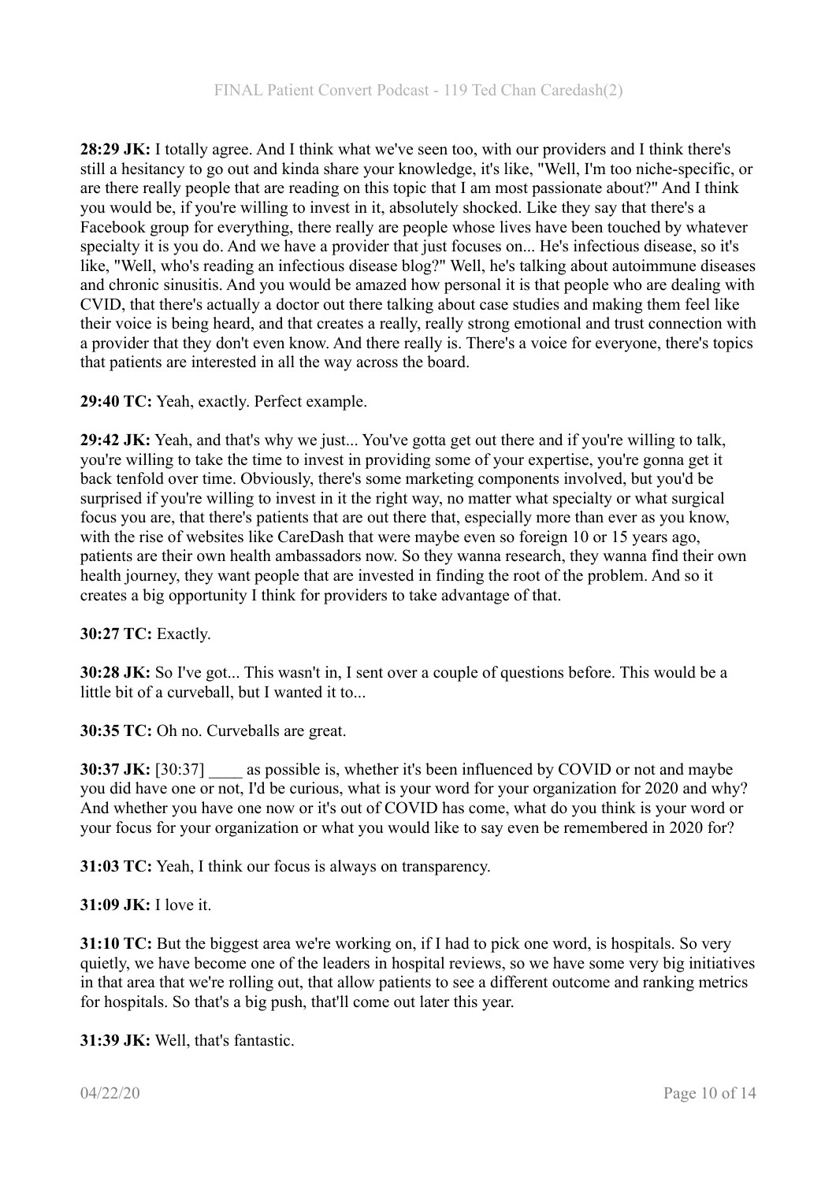**28:29 JK:** I totally agree. And I think what we've seen too, with our providers and I think there's still a hesitancy to go out and kinda share your knowledge, it's like, "Well, I'm too niche-specific, or are there really people that are reading on this topic that I am most passionate about?" And I think you would be, if you're willing to invest in it, absolutely shocked. Like they say that there's a Facebook group for everything, there really are people whose lives have been touched by whatever specialty it is you do. And we have a provider that just focuses on... He's infectious disease, so it's like, "Well, who's reading an infectious disease blog?" Well, he's talking about autoimmune diseases and chronic sinusitis. And you would be amazed how personal it is that people who are dealing with CVID, that there's actually a doctor out there talking about case studies and making them feel like their voice is being heard, and that creates a really, really strong emotional and trust connection with a provider that they don't even know. And there really is. There's a voice for everyone, there's topics that patients are interested in all the way across the board.

**29:40 TC:** Yeah, exactly. Perfect example.

**29:42 JK:** Yeah, and that's why we just... You've gotta get out there and if you're willing to talk, you're willing to take the time to invest in providing some of your expertise, you're gonna get it back tenfold over time. Obviously, there's some marketing components involved, but you'd be surprised if you're willing to invest in it the right way, no matter what specialty or what surgical focus you are, that there's patients that are out there that, especially more than ever as you know, with the rise of websites like CareDash that were maybe even so foreign 10 or 15 years ago, patients are their own health ambassadors now. So they wanna research, they wanna find their own health journey, they want people that are invested in finding the root of the problem. And so it creates a big opportunity I think for providers to take advantage of that.

**30:27 TC:** Exactly.

**30:28 JK:** So I've got... This wasn't in, I sent over a couple of questions before. This would be a little bit of a curveball, but I wanted it to...

**30:35 TC:** Oh no. Curveballs are great.

**30:37 JK:** [30:37] ____ as possible is, whether it's been influenced by COVID or not and maybe you did have one or not, I'd be curious, what is your word for your organization for 2020 and why? And whether you have one now or it's out of COVID has come, what do you think is your word or your focus for your organization or what you would like to say even be remembered in 2020 for?

**31:03 TC:** Yeah, I think our focus is always on transparency.

**31:09 JK:** I love it.

**31:10 TC:** But the biggest area we're working on, if I had to pick one word, is hospitals. So very quietly, we have become one of the leaders in hospital reviews, so we have some very big initiatives in that area that we're rolling out, that allow patients to see a different outcome and ranking metrics for hospitals. So that's a big push, that'll come out later this year.

**31:39 JK:** Well, that's fantastic.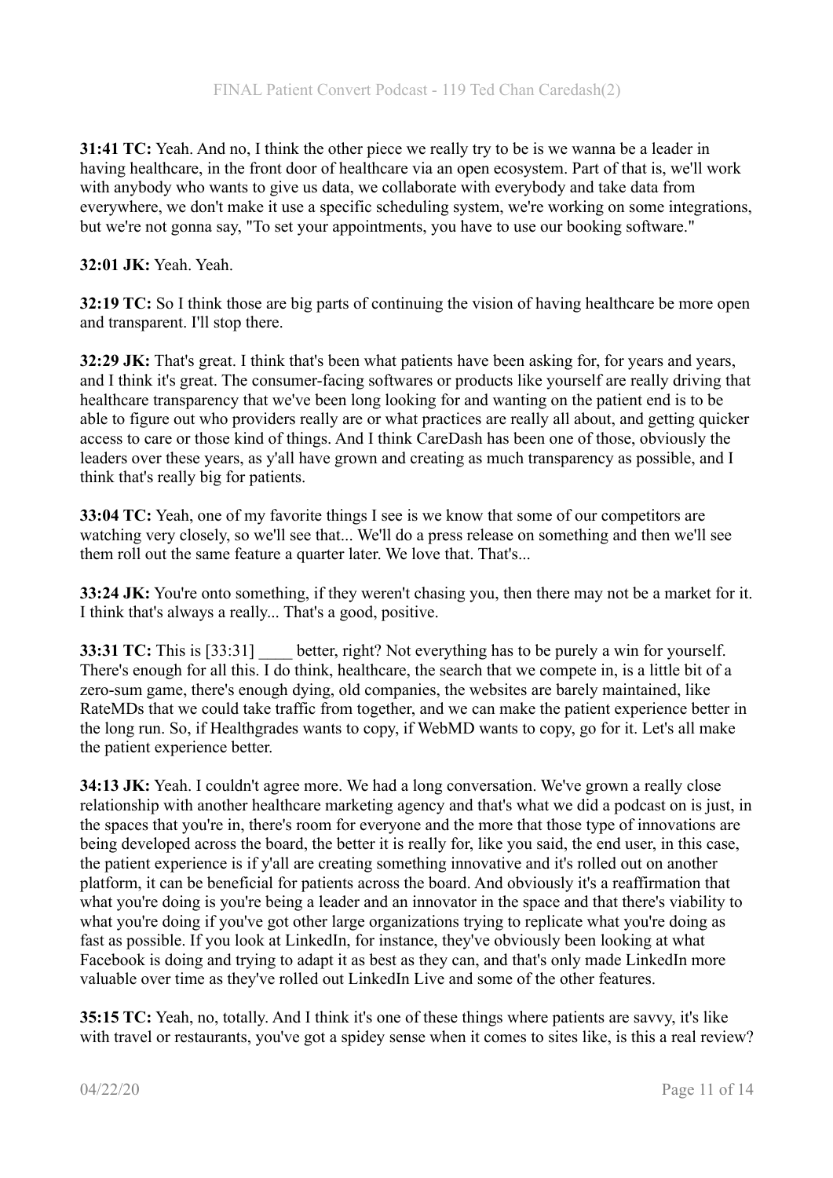**31:41 TC:** Yeah. And no, I think the other piece we really try to be is we wanna be a leader in having healthcare, in the front door of healthcare via an open ecosystem. Part of that is, we'll work with anybody who wants to give us data, we collaborate with everybody and take data from everywhere, we don't make it use a specific scheduling system, we're working on some integrations, but we're not gonna say, "To set your appointments, you have to use our booking software."

**32:01 JK:** Yeah. Yeah.

**32:19 TC:** So I think those are big parts of continuing the vision of having healthcare be more open and transparent. I'll stop there.

**32:29 JK:** That's great. I think that's been what patients have been asking for, for years and years, and I think it's great. The consumer-facing softwares or products like yourself are really driving that healthcare transparency that we've been long looking for and wanting on the patient end is to be able to figure out who providers really are or what practices are really all about, and getting quicker access to care or those kind of things. And I think CareDash has been one of those, obviously the leaders over these years, as y'all have grown and creating as much transparency as possible, and I think that's really big for patients.

**33:04 TC:** Yeah, one of my favorite things I see is we know that some of our competitors are watching very closely, so we'll see that... We'll do a press release on something and then we'll see them roll out the same feature a quarter later. We love that. That's...

**33:24 JK:** You're onto something, if they weren't chasing you, then there may not be a market for it. I think that's always a really... That's a good, positive.

**33:31 TC:** This is [33:31] ____ better, right? Not everything has to be purely a win for yourself. There's enough for all this. I do think, healthcare, the search that we compete in, is a little bit of a zero-sum game, there's enough dying, old companies, the websites are barely maintained, like RateMDs that we could take traffic from together, and we can make the patient experience better in the long run. So, if Healthgrades wants to copy, if WebMD wants to copy, go for it. Let's all make the patient experience better.

**34:13 JK:** Yeah. I couldn't agree more. We had a long conversation. We've grown a really close relationship with another healthcare marketing agency and that's what we did a podcast on is just, in the spaces that you're in, there's room for everyone and the more that those type of innovations are being developed across the board, the better it is really for, like you said, the end user, in this case, the patient experience is if y'all are creating something innovative and it's rolled out on another platform, it can be beneficial for patients across the board. And obviously it's a reaffirmation that what you're doing is you're being a leader and an innovator in the space and that there's viability to what you're doing if you've got other large organizations trying to replicate what you're doing as fast as possible. If you look at LinkedIn, for instance, they've obviously been looking at what Facebook is doing and trying to adapt it as best as they can, and that's only made LinkedIn more valuable over time as they've rolled out LinkedIn Live and some of the other features.

**35:15 TC:** Yeah, no, totally. And I think it's one of these things where patients are savvy, it's like with travel or restaurants, you've got a spidey sense when it comes to sites like, is this a real review?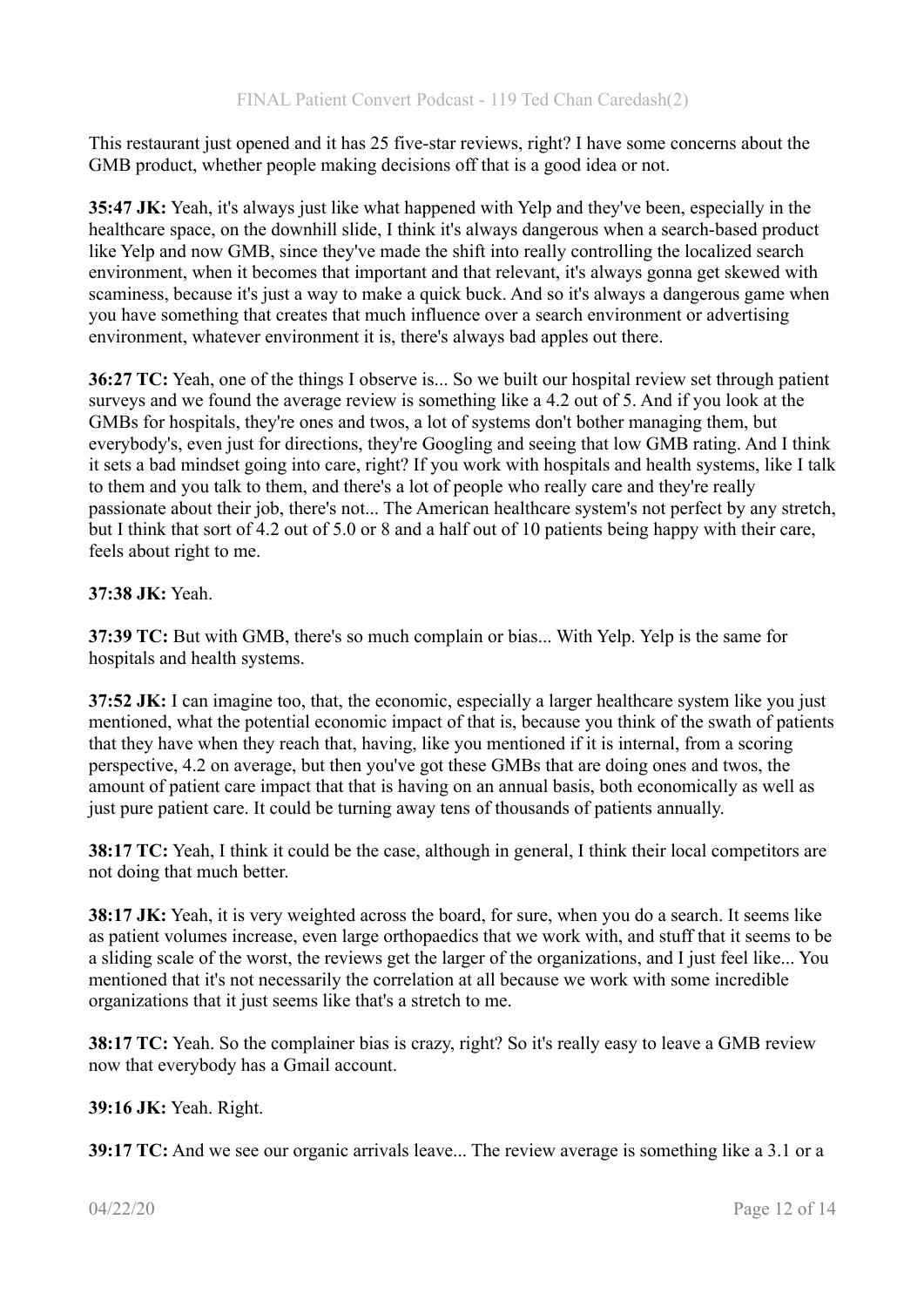This restaurant just opened and it has 25 five-star reviews, right? I have some concerns about the GMB product, whether people making decisions off that is a good idea or not.

**35:47 JK:** Yeah, it's always just like what happened with Yelp and they've been, especially in the healthcare space, on the downhill slide, I think it's always dangerous when a search-based product like Yelp and now GMB, since they've made the shift into really controlling the localized search environment, when it becomes that important and that relevant, it's always gonna get skewed with scaminess, because it's just a way to make a quick buck. And so it's always a dangerous game when you have something that creates that much influence over a search environment or advertising environment, whatever environment it is, there's always bad apples out there.

**36:27 TC:** Yeah, one of the things I observe is... So we built our hospital review set through patient surveys and we found the average review is something like a 4.2 out of 5. And if you look at the GMBs for hospitals, they're ones and twos, a lot of systems don't bother managing them, but everybody's, even just for directions, they're Googling and seeing that low GMB rating. And I think it sets a bad mindset going into care, right? If you work with hospitals and health systems, like I talk to them and you talk to them, and there's a lot of people who really care and they're really passionate about their job, there's not... The American healthcare system's not perfect by any stretch, but I think that sort of 4.2 out of 5.0 or 8 and a half out of 10 patients being happy with their care, feels about right to me.

**37:38 JK:** Yeah.

**37:39 TC:** But with GMB, there's so much complain or bias... With Yelp. Yelp is the same for hospitals and health systems.

**37:52 JK:** I can imagine too, that, the economic, especially a larger healthcare system like you just mentioned, what the potential economic impact of that is, because you think of the swath of patients that they have when they reach that, having, like you mentioned if it is internal, from a scoring perspective, 4.2 on average, but then you've got these GMBs that are doing ones and twos, the amount of patient care impact that that is having on an annual basis, both economically as well as just pure patient care. It could be turning away tens of thousands of patients annually.

**38:17 TC:** Yeah, I think it could be the case, although in general, I think their local competitors are not doing that much better.

**38:17 JK:** Yeah, it is very weighted across the board, for sure, when you do a search. It seems like as patient volumes increase, even large orthopaedics that we work with, and stuff that it seems to be a sliding scale of the worst, the reviews get the larger of the organizations, and I just feel like... You mentioned that it's not necessarily the correlation at all because we work with some incredible organizations that it just seems like that's a stretch to me.

**38:17 TC:** Yeah. So the complainer bias is crazy, right? So it's really easy to leave a GMB review now that everybody has a Gmail account.

**39:16 JK:** Yeah. Right.

**39:17 TC:** And we see our organic arrivals leave... The review average is something like a 3.1 or a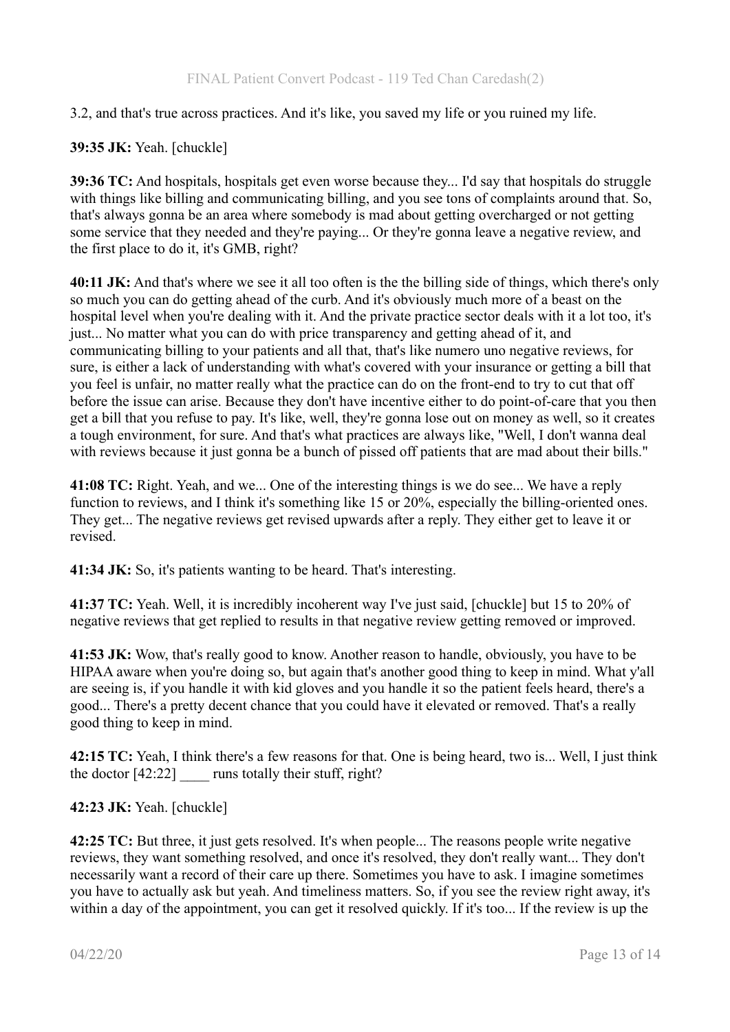3.2, and that's true across practices. And it's like, you saved my life or you ruined my life.

**39:35 JK:** Yeah. [chuckle]

**39:36 TC:** And hospitals, hospitals get even worse because they... I'd say that hospitals do struggle with things like billing and communicating billing, and you see tons of complaints around that. So, that's always gonna be an area where somebody is mad about getting overcharged or not getting some service that they needed and they're paying... Or they're gonna leave a negative review, and the first place to do it, it's GMB, right?

**40:11 JK:** And that's where we see it all too often is the the billing side of things, which there's only so much you can do getting ahead of the curb. And it's obviously much more of a beast on the hospital level when you're dealing with it. And the private practice sector deals with it a lot too, it's just... No matter what you can do with price transparency and getting ahead of it, and communicating billing to your patients and all that, that's like numero uno negative reviews, for sure, is either a lack of understanding with what's covered with your insurance or getting a bill that you feel is unfair, no matter really what the practice can do on the front-end to try to cut that off before the issue can arise. Because they don't have incentive either to do point-of-care that you then get a bill that you refuse to pay. It's like, well, they're gonna lose out on money as well, so it creates a tough environment, for sure. And that's what practices are always like, "Well, I don't wanna deal with reviews because it just gonna be a bunch of pissed off patients that are mad about their bills."

**41:08 TC:** Right. Yeah, and we... One of the interesting things is we do see... We have a reply function to reviews, and I think it's something like 15 or 20%, especially the billing-oriented ones. They get... The negative reviews get revised upwards after a reply. They either get to leave it or revised.

**41:34 JK:** So, it's patients wanting to be heard. That's interesting.

**41:37 TC:** Yeah. Well, it is incredibly incoherent way I've just said, [chuckle] but 15 to 20% of negative reviews that get replied to results in that negative review getting removed or improved.

**41:53 JK:** Wow, that's really good to know. Another reason to handle, obviously, you have to be HIPAA aware when you're doing so, but again that's another good thing to keep in mind. What y'all are seeing is, if you handle it with kid gloves and you handle it so the patient feels heard, there's a good... There's a pretty decent chance that you could have it elevated or removed. That's a really good thing to keep in mind.

**42:15 TC:** Yeah, I think there's a few reasons for that. One is being heard, two is... Well, I just think the doctor [42:22] ____ runs totally their stuff, right?

**42:23 JK:** Yeah. [chuckle]

**42:25 TC:** But three, it just gets resolved. It's when people... The reasons people write negative reviews, they want something resolved, and once it's resolved, they don't really want... They don't necessarily want a record of their care up there. Sometimes you have to ask. I imagine sometimes you have to actually ask but yeah. And timeliness matters. So, if you see the review right away, it's within a day of the appointment, you can get it resolved quickly. If it's too... If the review is up the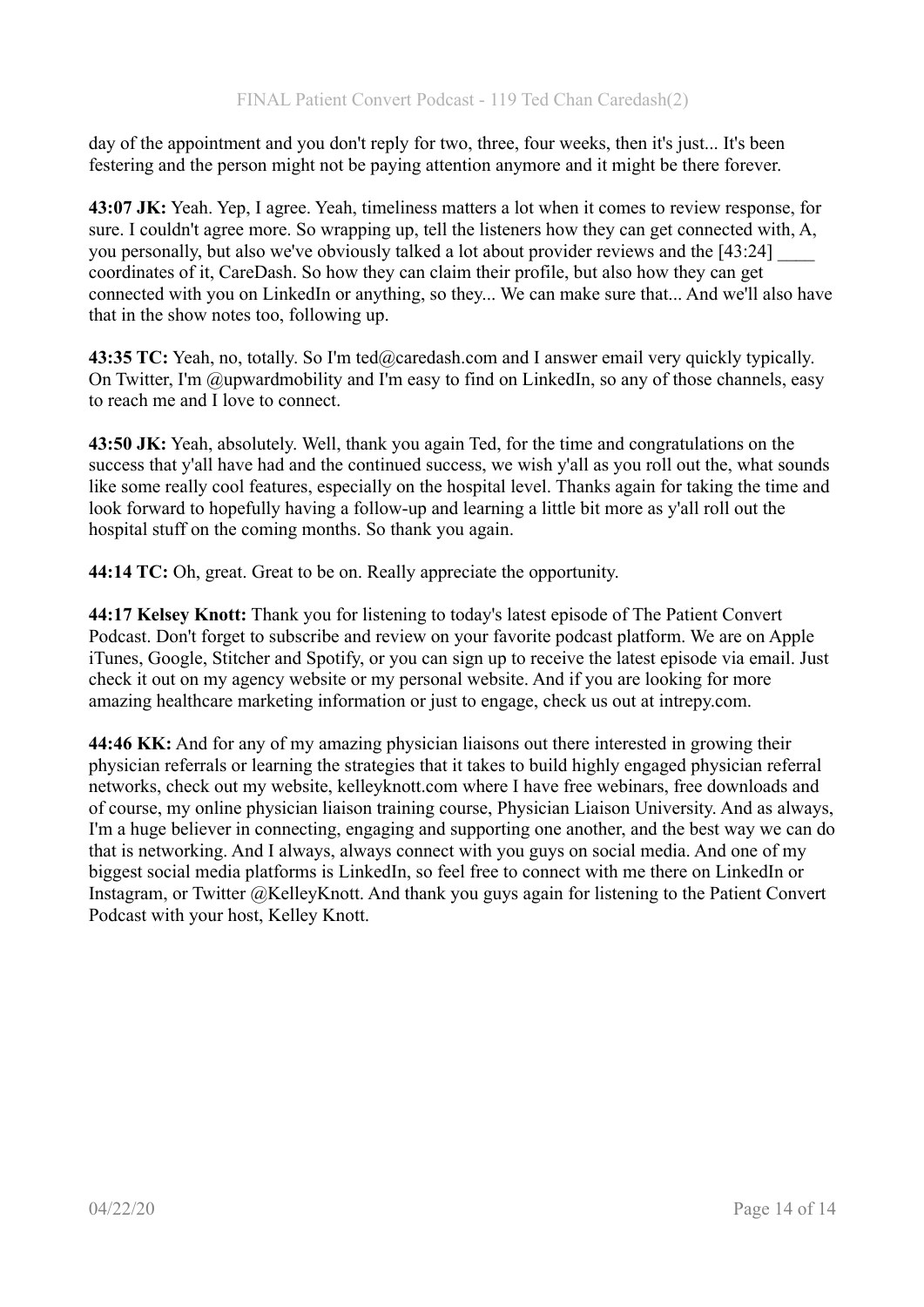day of the appointment and you don't reply for two, three, four weeks, then it's just... It's been festering and the person might not be paying attention anymore and it might be there forever.

**43:07 JK:** Yeah. Yep, I agree. Yeah, timeliness matters a lot when it comes to review response, for sure. I couldn't agree more. So wrapping up, tell the listeners how they can get connected with, A, you personally, but also we've obviously talked a lot about provider reviews and the [43:24] ____ coordinates of it, CareDash. So how they can claim their profile, but also how they can get connected with you on LinkedIn or anything, so they... We can make sure that... And we'll also have that in the show notes too, following up.

**43:35 TC:** Yeah, no, totally. So I'm ted@caredash.com and I answer email very quickly typically. On Twitter, I'm @upwardmobility and I'm easy to find on LinkedIn, so any of those channels, easy to reach me and I love to connect.

**43:50 JK:** Yeah, absolutely. Well, thank you again Ted, for the time and congratulations on the success that y'all have had and the continued success, we wish y'all as you roll out the, what sounds like some really cool features, especially on the hospital level. Thanks again for taking the time and look forward to hopefully having a follow-up and learning a little bit more as y'all roll out the hospital stuff on the coming months. So thank you again.

**44:14 TC:** Oh, great. Great to be on. Really appreciate the opportunity.

**44:17 Kelsey Knott:** Thank you for listening to today's latest episode of The Patient Convert Podcast. Don't forget to subscribe and review on your favorite podcast platform. We are on Apple iTunes, Google, Stitcher and Spotify, or you can sign up to receive the latest episode via email. Just check it out on my agency website or my personal website. And if you are looking for more amazing healthcare marketing information or just to engage, check us out at intrepy.com.

**44:46 KK:** And for any of my amazing physician liaisons out there interested in growing their physician referrals or learning the strategies that it takes to build highly engaged physician referral networks, check out my website, kelleyknott.com where I have free webinars, free downloads and of course, my online physician liaison training course, Physician Liaison University. And as always, I'm a huge believer in connecting, engaging and supporting one another, and the best way we can do that is networking. And I always, always connect with you guys on social media. And one of my biggest social media platforms is LinkedIn, so feel free to connect with me there on LinkedIn or Instagram, or Twitter @KelleyKnott. And thank you guys again for listening to the Patient Convert Podcast with your host, Kelley Knott.